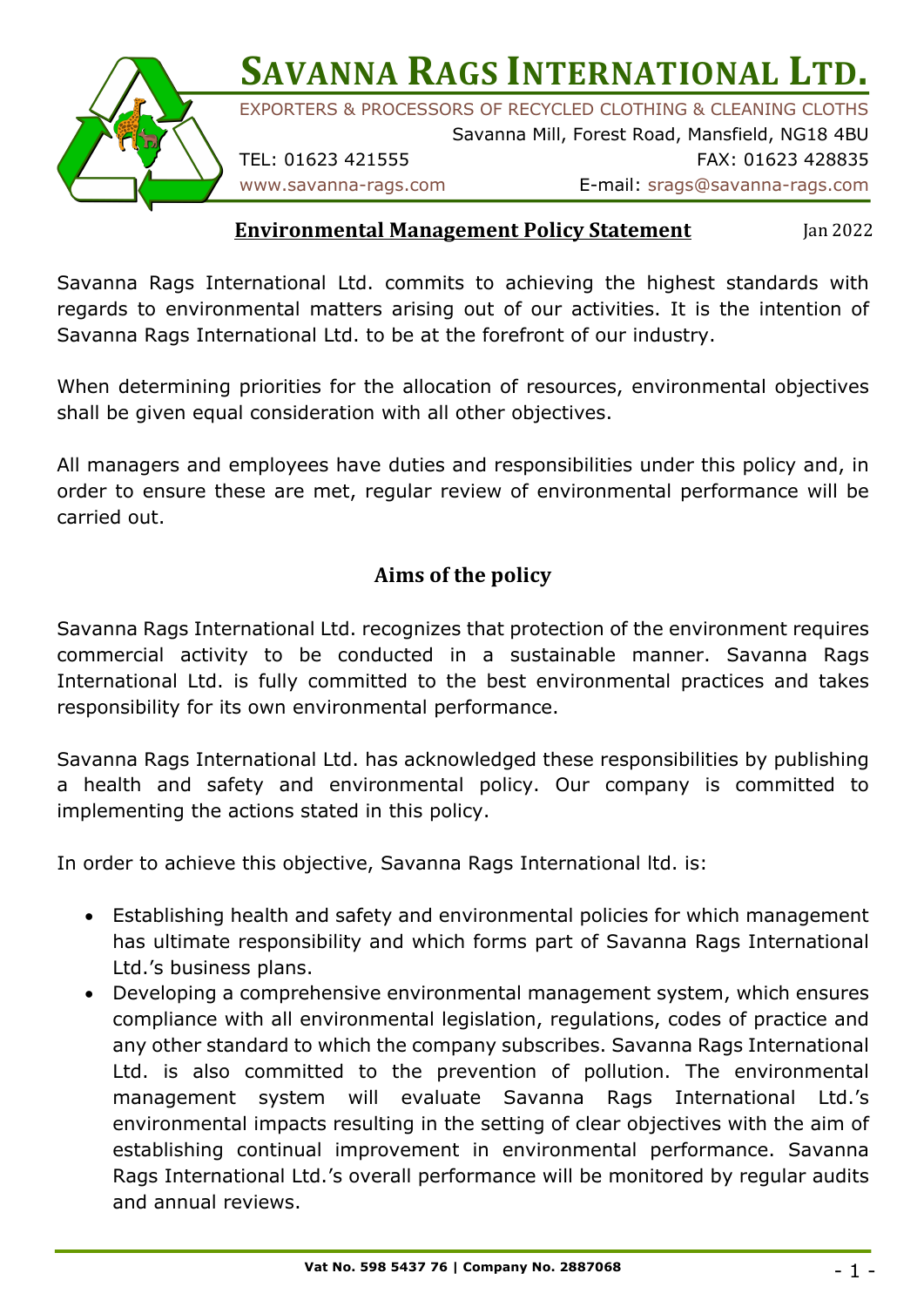# Savanna Rags International Ltd.

EXPORTERS & PROCESSORS OF RECYCLED CLOTHING & CLEANING CLOTHS

Savanna Mill, Forest Road, Mansfield, NG18 4BU

TEL: 01623 421555 FAX: 01623 428835

www.savanna-rags.com E-mail: srags@savanna-rags.com

## Environmental Management Policy Statement

Jan 2022

Savanna Rags International Ltd. commits to achieving the highest standards with regards to environmental matters arising out of our activities. It is the intention of Savanna Rags International Ltd. to be at the forefront of our industry.

When determining priorities for the allocation of resources, environmental objectives shall be given equal consideration with all other objectives.

All managers and employees have duties and responsibilities under this policy and, in order to ensure these are met, regular review of environmental performance will be carried out.

### Aims of the policy

Savanna Rags International Ltd. recognizes that protection of the environment requires commercial activity to be conducted in a sustainable manner. Savanna Rags International Ltd. is fully committed to the best environmental practices and takes responsibility for its own environmental performance.

Savanna Rags International Ltd. has acknowledged these responsibilities by publishing a health and safety and environmental policy. Our company is committed to implementing the actions stated in this policy.

In order to achieve this objective, Savanna Rags International ltd. is:

- Establishing health and safety and environmental policies for which management has ultimate responsibility and which forms part of Savanna Rags International Ltd.'s business plans.
- Developing a comprehensive environmental management system, which ensures compliance with all environmental legislation, regulations, codes of practice and any other standard to which the company subscribes. Savanna Rags International Ltd. is also committed to the prevention of pollution. The environmental management system will evaluate Savanna Rags International Ltd.'s environmental impacts resulting in the setting of clear objectives with the aim of establishing continual improvement in environmental performance. Savanna Rags International Ltd.'s overall performance will be monitored by regular audits and annual reviews.

Vat No. 598 5437 76 | Company No. 2887068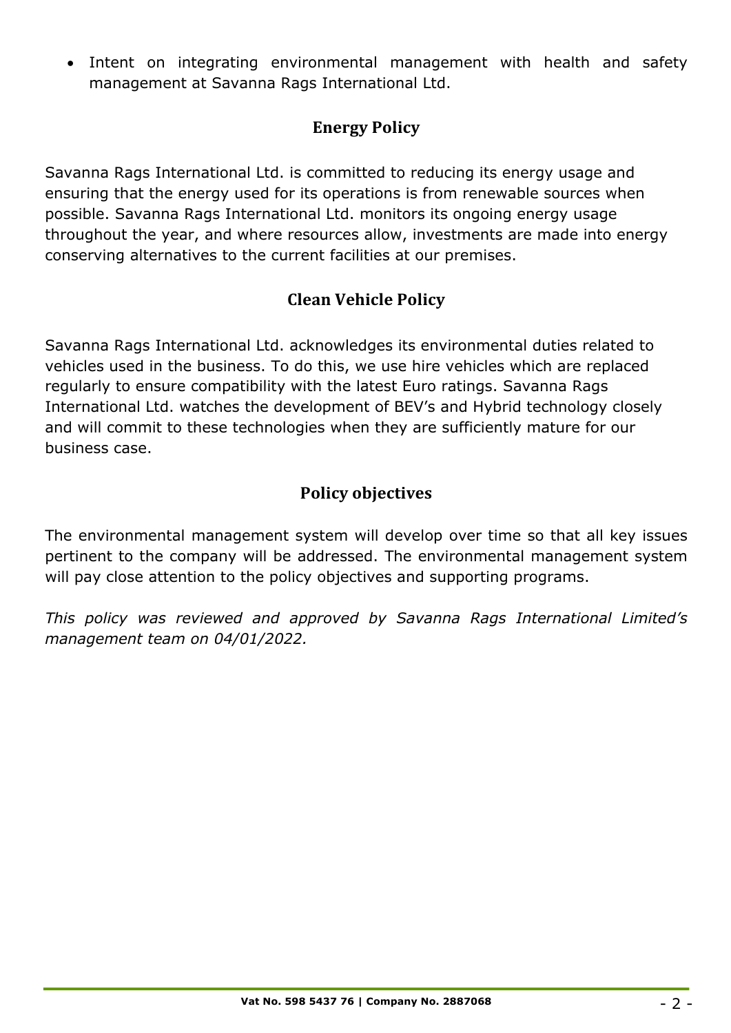- Intent on integrating environmental management with health and safety management at Savanna Rags International Ltd.

## Energy Policy

Savanna Rags International Ltd. is committed to reducing its energy usage and ensuring that the energy used for its operations is from renewable sources when possible. Savanna Rags International Ltd. monitors its ongoing energy usage throughout the year, and where resources allow, investments are made into energy conserving alternatives to the current facilities at our premises.

## Clean Vehicle Policy

Savanna Rags International Ltd. acknowledges its environmental duties related to vehicles used in the business. To do this, we use hire vehicles which are replaced regularly to ensure compatibility with the latest Euro ratings. Savanna Rags International Ltd. watches the development of BEV's and Hybrid technology closely and will commit to these technologies when they are sufficiently mature for our business case.

## Policy objectives

The environmental management system will develop over time so that all key issues pertinent to the company will be addressed. The environmental management system will pay close attention to the policy objectives and supporting programs.

*This policy was reviewed and approved by Savanna Rags International Limited's management team on 04/01/2022.*

**Vat No. 598 5437 76 | Company No. 2887068**